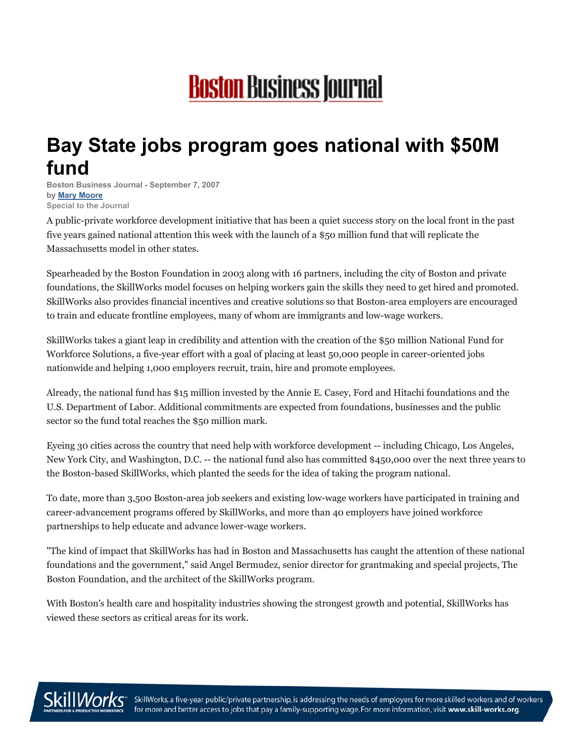# Boston Business Journal

## Bay State jobs program goes national with $50M fund

**Boston Business Journal - September 7, 2007**
by **Mary Moore**
**Special to the Journal**

A public-private workforce development initiative that has been a quiet success story on the local front in the past five years gained national attention this week with the launch of a $50 million fund that will replicate the Massachusetts model in other states.

Spearheaded by the Boston Foundation in 2003 along with 16 partners, including the city of Boston and private foundations, the SkillWorks model focuses on helping workers gain the skills they need to get hired and promoted. SkillWorks also provides financial incentives and creative solutions so that Boston-area employers are encouraged to train and educate frontline employees, many of whom are immigrants and low-wage workers.

SkillWorks takes a giant leap in credibility and attention with the creation of the $50 million National Fund for Workforce Solutions, a five-year effort with a goal of placing at least 50,000 people in career-oriented jobs nationwide and helping 1,000 employers recruit, train, hire and promote employees.

Already, the national fund has $15 million invested by the Annie E. Casey, Ford and Hitachi foundations and the U.S. Department of Labor. Additional commitments are expected from foundations, businesses and the public sector so the fund total reaches the $50 million mark.

Eyeing 30 cities across the country that need help with workforce development -- including Chicago, Los Angeles, New York City, and Washington, D.C. -- the national fund also has committed $450,000 over the next three years to the Boston-based SkillWorks, which planted the seeds for the idea of taking the program national.

To date, more than 3,500 Boston-area job seekers and existing low-wage workers have participated in training and career-advancement programs offered by SkillWorks, and more than 40 employers have joined workforce partnerships to help educate and advance lower-wage workers.

"The kind of impact that SkillWorks has had in Boston and Massachusetts has caught the attention of these national foundations and the government," said Angel Bermudez, senior director for grantmaking and special projects, The Boston Foundation, and the architect of the SkillWorks program.

With Boston's health care and hospitality industries showing the strongest growth and potential, SkillWorks has viewed these sectors as critical areas for its work.

SkillWorks, a five-year public/private partnership, is addressing the needs of employers for more skilled workers and of workers for more and better access to jobs that pay a family-supporting wage. For more information, visit **www.skill-works.org**.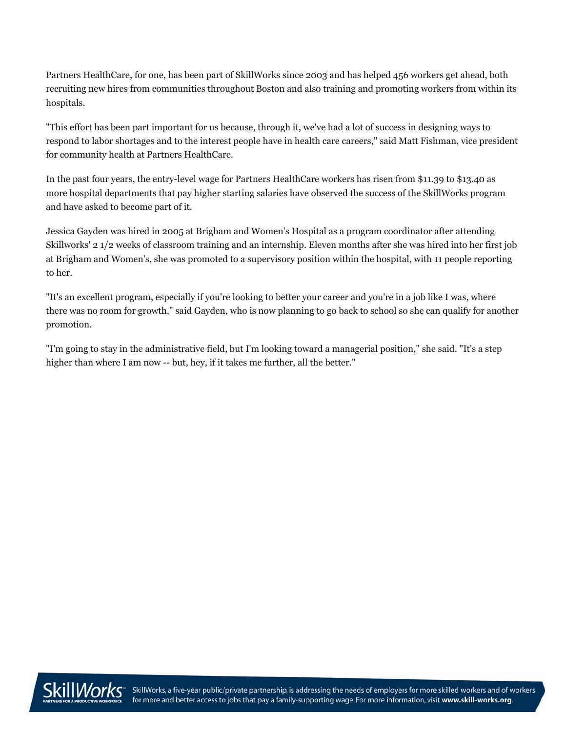Partners HealthCare, for one, has been part of SkillWorks since 2003 and has helped 456 workers get ahead, both recruiting new hires from communities throughout Boston and also training and promoting workers from within its hospitals.

"This effort has been part important for us because, through it, we've had a lot of success in designing ways to respond to labor shortages and to the interest people have in health care careers," said Matt Fishman, vice president for community health at Partners HealthCare.

In the past four years, the entry-level wage for Partners HealthCare workers has risen from $11.39 to $13.40 as more hospital departments that pay higher starting salaries have observed the success of the SkillWorks program and have asked to become part of it.

Jessica Gayden was hired in 2005 at Brigham and Women's Hospital as a program coordinator after attending Skillworks' 2 1/2 weeks of classroom training and an internship. Eleven months after she was hired into her first job at Brigham and Women's, she was promoted to a supervisory position within the hospital, with 11 people reporting to her.

"It's an excellent program, especially if you're looking to better your career and you're in a job like I was, where there was no room for growth," said Gayden, who is now planning to go back to school so she can qualify for another promotion.

"I'm going to stay in the administrative field, but I'm looking toward a managerial position," she said. "It's a step higher than where I am now -- but, hey, if it takes me further, all the better."

SkillWorks™ PARTNERS FOR A PRODUCTIVE WORKFORCE

SkillWorks, a five-year public/private partnership, is addressing the needs of employers for more skilled workers and of workers for more and better access to jobs that pay a family-supporting wage. For more information, visit **www.skill-works.org**.